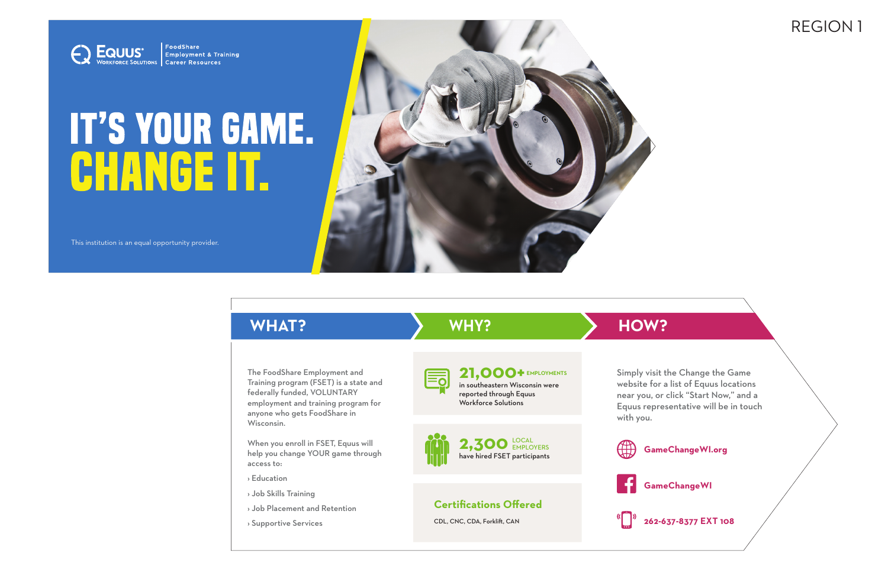REGION 1

Equus Workforce Solutions | FoodShare Employment & Training Career Resources

# IT'S YOUR GAME. CHANGE IT.

This institution is an equal opportunity provider.

## WHAT?

The FoodShare Employment and Training program (FSET) is a state and federally funded, VOLUNTARY employment and training program for anyone who gets FoodShare in Wisconsin.

When you enroll in FSET, Equus will help you change YOUR game through access to:

- Education
- Job Skills Training
- Job Placement and Retention
- Supportive Services

## WHY?

**21,000+ EMPLOYMENTS** in southeastern Wisconsin were reported through Equus Workforce Solutions

**2,300 LOCAL EMPLOYERS** have hired FSET participants

### Certifications Offered

CDL, CNC, CDA, Forklift, CAN

## HOW?

Simply visit the Change the Game website for a list of Equus locations near you, or click "Start Now," and a Equus representative will be in touch with you.

GameChangeWI.org

GameChangeWI

262-637-8377 EXT 108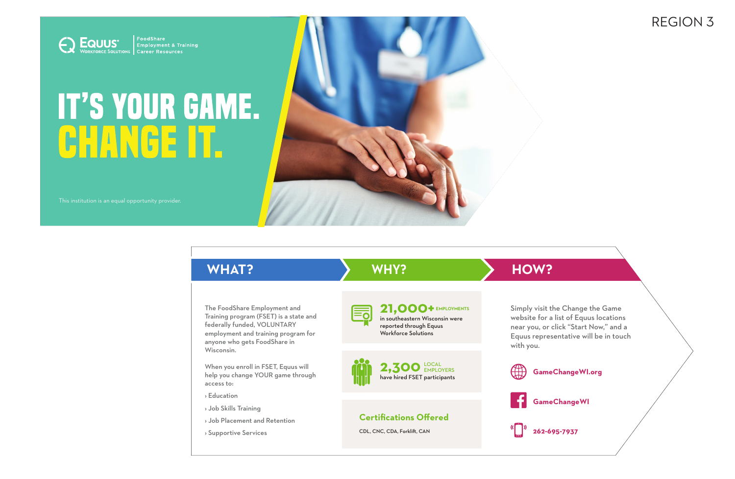REGION 3

Equus Workforce Solutions | FoodShare Employment & Training Career Resources

# IT'S YOUR GAME. CHANGE IT.

This institution is an equal opportunity provider.

## WHAT?

The FoodShare Employment and Training program (FSET) is a state and federally funded, VOLUNTARY employment and training program for anyone who gets FoodShare in Wisconsin.

When you enroll in FSET, Equus will help you change YOUR game through access to:

› Education

› Job Skills Training

› Job Placement and Retention

› Supportive Services

## WHY?

**21,000+** EMPLOYMENTS in southeastern Wisconsin were reported through Equus Workforce Solutions

**2,300** LOCAL EMPLOYERS have hired FSET participants

**Certifications Offered**

CDL, CNC, CDA, Forklift, CAN

## HOW?

Simply visit the Change the Game website for a list of Equus locations near you, or click "Start Now," and a Equus representative will be in touch with you.

GameChangeWI.org

GameChangeWI

262-695-7937